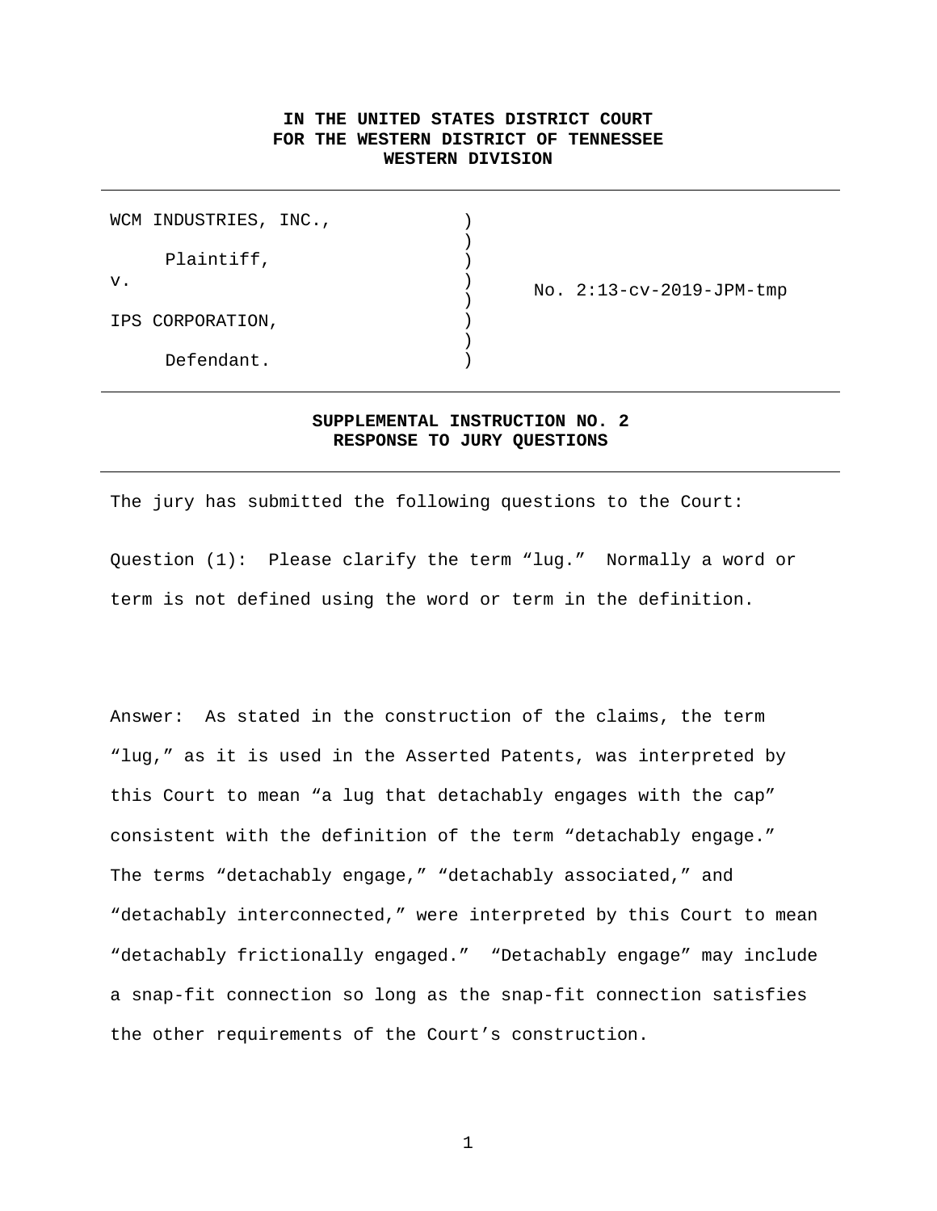**IN THE UNITED STATES DISTRICT COURT**
**FOR THE WESTERN DISTRICT OF TENNESSEE**
**WESTERN DIVISION**

---

| | | |
|---|---|---|
| WCM INDUSTRIES, INC., | ) | |
| | ) | |
| Plaintiff, | ) | |
| v. | ) | No. 2:13-cv-2019-JPM-tmp |
| | ) | |
| IPS CORPORATION, | ) | |
| | ) | |
| Defendant. | ) | |

---

**SUPPLEMENTAL INSTRUCTION NO. 2**
**RESPONSE TO JURY QUESTIONS**

---

The jury has submitted the following questions to the Court:

Question (1): Please clarify the term "lug." Normally a word or term is not defined using the word or term in the definition.

Answer: As stated in the construction of the claims, the term "lug," as it is used in the Asserted Patents, was interpreted by this Court to mean "a lug that detachably engages with the cap" consistent with the definition of the term "detachably engage." The terms "detachably engage," "detachably associated," and "detachably interconnected," were interpreted by this Court to mean "detachably frictionally engaged." "Detachably engage" may include a snap-fit connection so long as the snap-fit connection satisfies the other requirements of the Court's construction.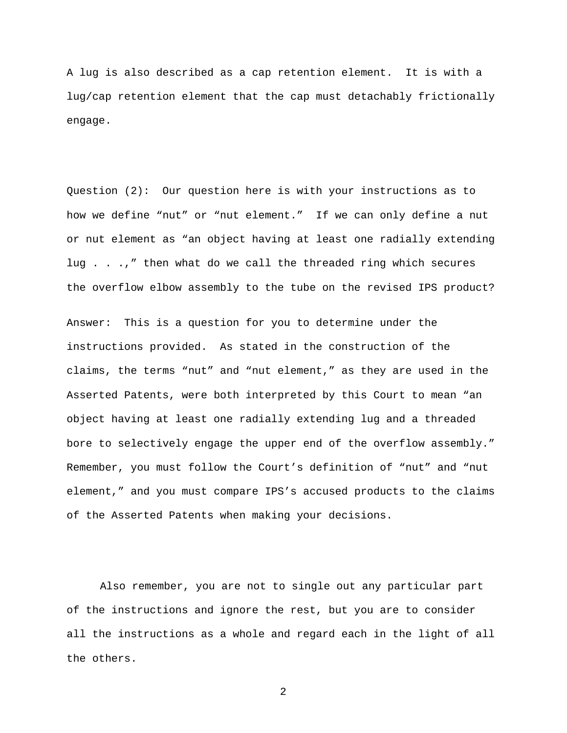A lug is also described as a cap retention element. It is with a lug/cap retention element that the cap must detachably frictionally engage.

Question (2): Our question here is with your instructions as to how we define “nut” or “nut element.” If we can only define a nut or nut element as “an object having at least one radially extending lug . . .,” then what do we call the threaded ring which secures the overflow elbow assembly to the tube on the revised IPS product?

Answer: This is a question for you to determine under the instructions provided. As stated in the construction of the claims, the terms “nut” and “nut element,” as they are used in the Asserted Patents, were both interpreted by this Court to mean “an object having at least one radially extending lug and a threaded bore to selectively engage the upper end of the overflow assembly.” Remember, you must follow the Court’s definition of “nut” and “nut element,” and you must compare IPS’s accused products to the claims of the Asserted Patents when making your decisions.

Also remember, you are not to single out any particular part of the instructions and ignore the rest, but you are to consider all the instructions as a whole and regard each in the light of all the others.